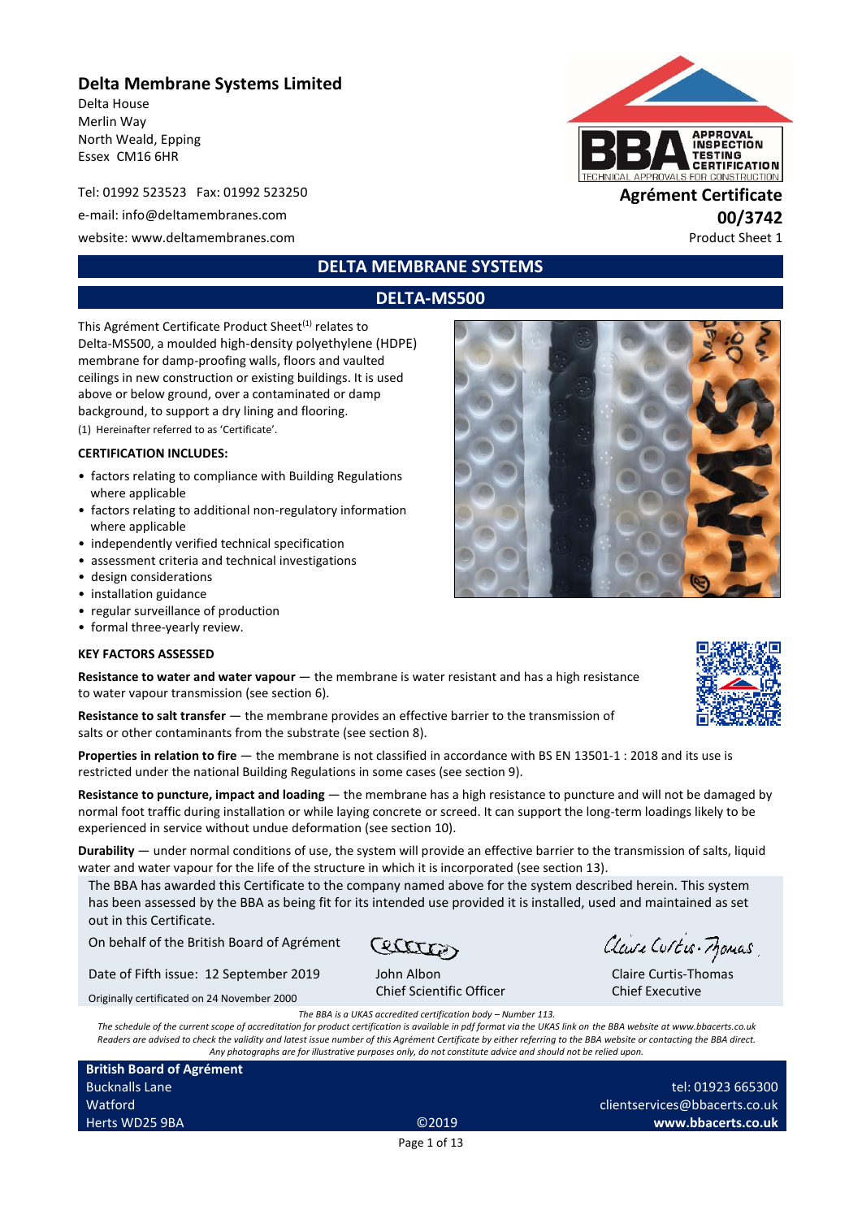**Delta Membrane Systems Limited**

Delta House
Merlin Way
North Weald, Epping
Essex CM16 6HR

Tel: 01992 523523 Fax: 01992 523250

e-mail: info@deltamembranes.com

website: www.deltamembranes.com

**Agrément Certificate**
**00/3742**
Product Sheet 1

## DELTA MEMBRANE SYSTEMS

## DELTA-MS500

This Agrément Certificate Product Sheet[1] relates to Delta-MS500, a moulded high-density polyethylene (HDPE) membrane for damp-proofing walls, floors and vaulted ceilings in new construction or existing buildings. It is used above or below ground, over a contaminated or damp background, to support a dry lining and flooring.

(1) Hereinafter referred to as 'Certificate'.

**CERTIFICATION INCLUDES:**

- factors relating to compliance with Building Regulations where applicable
- factors relating to additional non-regulatory information where applicable
- independently verified technical specification
- assessment criteria and technical investigations
- design considerations
- installation guidance
- regular surveillance of production
- formal three-yearly review.

**KEY FACTORS ASSESSED**

**Resistance to water and water vapour** — the membrane is water resistant and has a high resistance to water vapour transmission (see section 6).

**Resistance to salt transfer** — the membrane provides an effective barrier to the transmission of salts or other contaminants from the substrate (see section 8).

**Properties in relation to fire** — the membrane is not classified in accordance with BS EN 13501-1 : 2018 and its use is restricted under the national Building Regulations in some cases (see section 9).

**Resistance to puncture, impact and loading** — the membrane has a high resistance to puncture and will not be damaged by normal foot traffic during installation or while laying concrete or screed. It can support the long-term loadings likely to be experienced in service without undue deformation (see section 10).

**Durability** — under normal conditions of use, the system will provide an effective barrier to the transmission of salts, liquid water and water vapour for the life of the structure in which it is incorporated (see section 13).

The BBA has awarded this Certificate to the company named above for the system described herein. This system has been assessed by the BBA as being fit for its intended use provided it is installed, used and maintained as set out in this Certificate.

On behalf of the British Board of Agrément

Date of Fifth issue: 12 September 2019

Originally certificated on 24 November 2000

John Albon
Chief Scientific Officer

Claire Curtis-Thomas
Chief Executive

*The BBA is a UKAS accredited certification body – Number 113.*
*The schedule of the current scope of accreditation for product certification is available in pdf format via the UKAS link on the BBA website at www.bbacerts.co.uk*
*Readers are advised to check the validity and latest issue number of this Agrément Certificate by either referring to the BBA website or contacting the BBA direct.*
*Any photographs are for illustrative purposes only, do not constitute advice and should not be relied upon.*

**British Board of Agrément**
Bucknalls Lane
Watford
Herts WD25 9BA

©2019

tel: 01923 665300
clientservices@bbacerts.co.uk
**www.bbacerts.co.uk**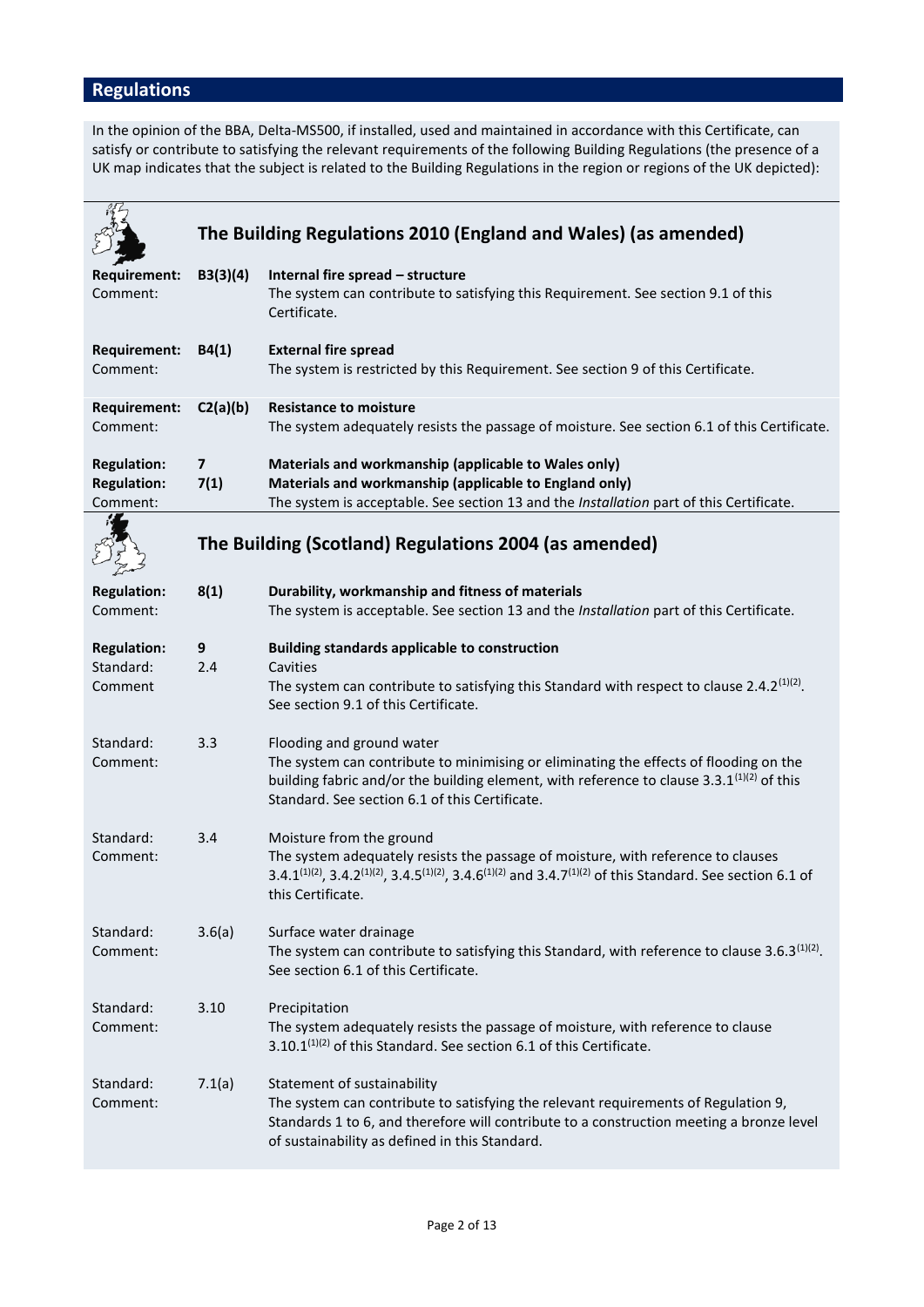## Regulations

In the opinion of the BBA, Delta-MS500, if installed, used and maintained in accordance with this Certificate, can satisfy or contribute to satisfying the relevant requirements of the following Building Regulations (the presence of a UK map indicates that the subject is related to the Building Regulations in the region or regions of the UK depicted):

### The Building Regulations 2010 (England and Wales) (as amended)

**Requirement:** **B3(3)(4)** **Internal fire spread – structure**
Comment: The system can contribute to satisfying this Requirement. See section 9.1 of this Certificate.

**Requirement:** **B4(1)** **External fire spread**
Comment: The system is restricted by this Requirement. See section 9 of this Certificate.

**Requirement:** **C2(a)(b)** **Resistance to moisture**
Comment: The system adequately resists the passage of moisture. See section 6.1 of this Certificate.

**Regulation:** **7** **Materials and workmanship (applicable to Wales only)**
**Regulation:** **7(1)** **Materials and workmanship (applicable to England only)**
Comment: The system is acceptable. See section 13 and the *Installation* part of this Certificate.

### The Building (Scotland) Regulations 2004 (as amended)

**Regulation:** **8(1)** **Durability, workmanship and fitness of materials**
Comment: The system is acceptable. See section 13 and the *Installation* part of this Certificate.

**Regulation:** **9** **Building standards applicable to construction**
Standard: 2.4 Cavities
Comment: The system can contribute to satisfying this Standard with respect to clause 2.4.2[1][2]. See section 9.1 of this Certificate.

Standard: 3.3 Flooding and ground water
Comment: The system can contribute to minimising or eliminating the effects of flooding on the building fabric and/or the building element, with reference to clause 3.3.1[1][2] of this Standard. See section 6.1 of this Certificate.

Standard: 3.4 Moisture from the ground
Comment: The system adequately resists the passage of moisture, with reference to clauses 3.4.1[1][2], 3.4.2[1][2], 3.4.5[1][2], 3.4.6[1][2] and 3.4.7[1][2] of this Standard. See section 6.1 of this Certificate.

Standard: 3.6(a) Surface water drainage
Comment: The system can contribute to satisfying this Standard, with reference to clause 3.6.3[1][2]. See section 6.1 of this Certificate.

Standard: 3.10 Precipitation
Comment: The system adequately resists the passage of moisture, with reference to clause 3.10.1[1][2] of this Standard. See section 6.1 of this Certificate.

Standard: 7.1(a) Statement of sustainability
Comment: The system can contribute to satisfying the relevant requirements of Regulation 9, Standards 1 to 6, and therefore will contribute to a construction meeting a bronze level of sustainability as defined in this Standard.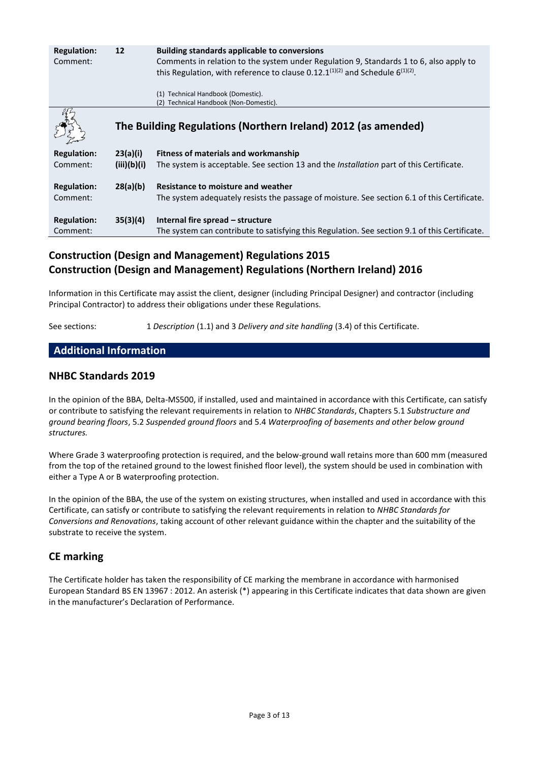| | | |
|---|---|---|
| **Regulation:** | **12** | **Building standards applicable to conversions** |
| Comment: | | Comments in relation to the system under Regulation 9, Standards 1 to 6, also apply to this Regulation, with reference to clause 0.12.1[(1)(2)] and Schedule 6[(1)(2)]. |
| | | (1) Technical Handbook (Domestic). (2) Technical Handbook (Non-Domestic). |

## The Building Regulations (Northern Ireland) 2012 (as amended)

| | | |
|---|---|---|
| **Regulation:** | **23(a)(i)** | **Fitness of materials and workmanship** |
| Comment: | **(iii)(b)(i)** | The system is acceptable. See section 13 and the *Installation* part of this Certificate. |
| **Regulation:** | **28(a)(b)** | **Resistance to moisture and weather** |
| Comment: | | The system adequately resists the passage of moisture. See section 6.1 of this Certificate. |
| **Regulation:** | **35(3)(4)** | **Internal fire spread – structure** |
| Comment: | | The system can contribute to satisfying this Regulation. See section 9.1 of this Certificate. |

## Construction (Design and Management) Regulations 2015
## Construction (Design and Management) Regulations (Northern Ireland) 2016

Information in this Certificate may assist the client, designer (including Principal Designer) and contractor (including Principal Contractor) to address their obligations under these Regulations.

See sections: 1 *Description* (1.1) and 3 *Delivery and site handling* (3.4) of this Certificate.

## Additional Information

## NHBC Standards 2019

In the opinion of the BBA, Delta-MS500, if installed, used and maintained in accordance with this Certificate, can satisfy or contribute to satisfying the relevant requirements in relation to *NHBC Standards*, Chapters 5.1 *Substructure and ground bearing floors*, 5.2 *Suspended ground floors* and 5.4 *Waterproofing of basements and other below ground structures.*

Where Grade 3 waterproofing protection is required, and the below-ground wall retains more than 600 mm (measured from the top of the retained ground to the lowest finished floor level), the system should be used in combination with either a Type A or B waterproofing protection.

In the opinion of the BBA, the use of the system on existing structures, when installed and used in accordance with this Certificate, can satisfy or contribute to satisfying the relevant requirements in relation to *NHBC Standards for Conversions and Renovations*, taking account of other relevant guidance within the chapter and the suitability of the substrate to receive the system.

## CE marking

The Certificate holder has taken the responsibility of CE marking the membrane in accordance with harmonised European Standard BS EN 13967 : 2012. An asterisk (*) appearing in this Certificate indicates that data shown are given in the manufacturer's Declaration of Performance.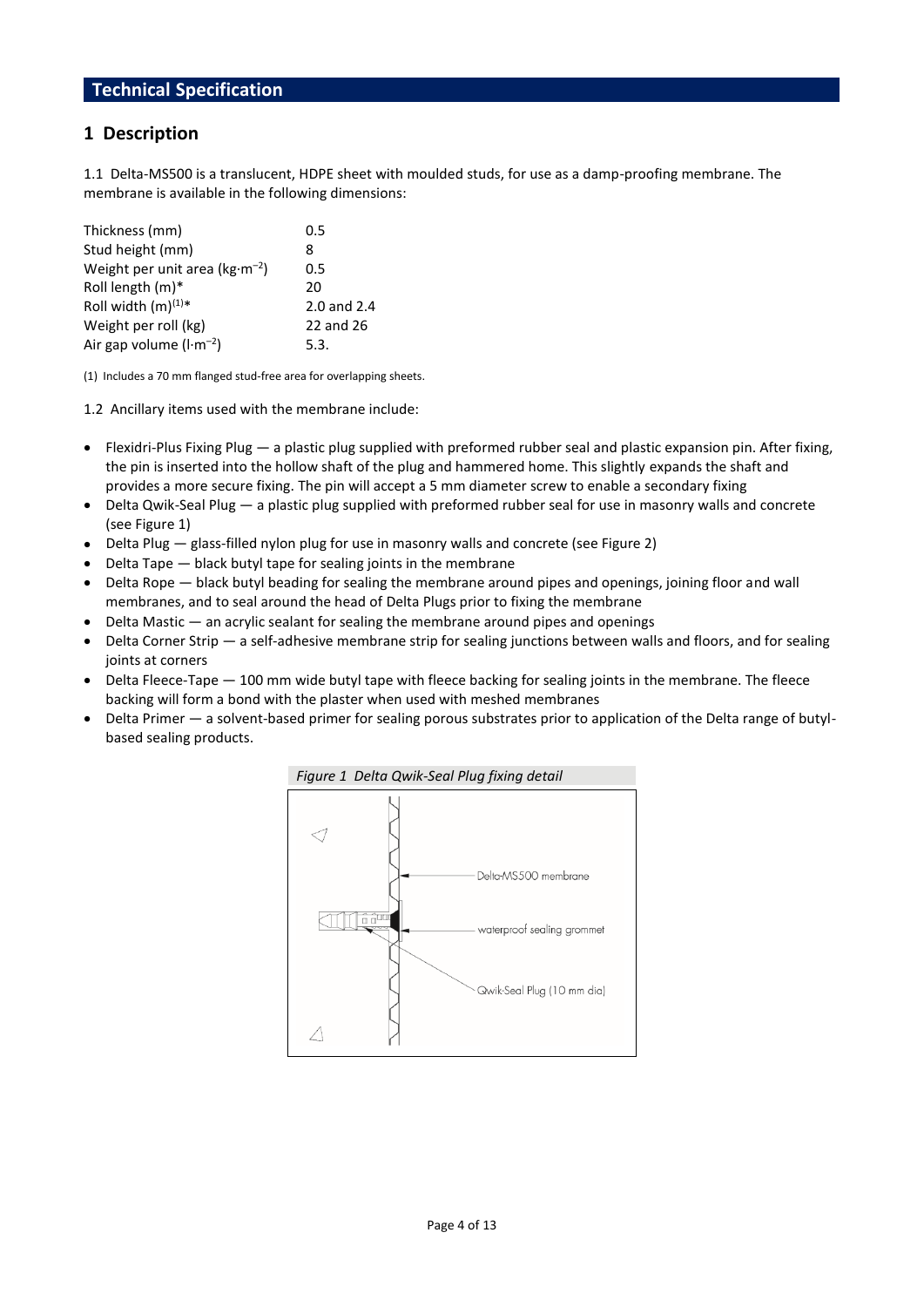## Technical Specification

## 1 Description

1.1 Delta-MS500 is a translucent, HDPE sheet with moulded studs, for use as a damp-proofing membrane. The membrane is available in the following dimensions:

| | |
|---|---|
| Thickness (mm) | 0.5 |
| Stud height (mm) | 8 |
| Weight per unit area ($kg \cdot m^{-2}$) | 0.5 |
| Roll length (m)* | 20 |
| Roll width (m)[1]* | 2.0 and 2.4 |
| Weight per roll (kg) | 22 and 26 |
| Air gap volume ($l \cdot m^{-2}$) | 5.3. |

(1) Includes a 70 mm flanged stud-free area for overlapping sheets.

1.2 Ancillary items used with the membrane include:

- Flexidri-Plus Fixing Plug — a plastic plug supplied with preformed rubber seal and plastic expansion pin. After fixing, the pin is inserted into the hollow shaft of the plug and hammered home. This slightly expands the shaft and provides a more secure fixing. The pin will accept a 5 mm diameter screw to enable a secondary fixing
- Delta Qwik-Seal Plug — a plastic plug supplied with preformed rubber seal for use in masonry walls and concrete (see Figure 1)
- Delta Plug — glass-filled nylon plug for use in masonry walls and concrete (see Figure 2)
- Delta Tape — black butyl tape for sealing joints in the membrane
- Delta Rope — black butyl beading for sealing the membrane around pipes and openings, joining floor and wall membranes, and to seal around the head of Delta Plugs prior to fixing the membrane
- Delta Mastic — an acrylic sealant for sealing the membrane around pipes and openings
- Delta Corner Strip — a self-adhesive membrane strip for sealing junctions between walls and floors, and for sealing joints at corners
- Delta Fleece-Tape — 100 mm wide butyl tape with fleece backing for sealing joints in the membrane. The fleece backing will form a bond with the plaster when used with meshed membranes
- Delta Primer — a solvent-based primer for sealing porous substrates prior to application of the Delta range of butyl-based sealing products.

*Figure 1 Delta Qwik-Seal Plug fixing detail*

Delta-MS500 membrane

waterproof sealing grommet

Qwik-Seal Plug (10 mm dia)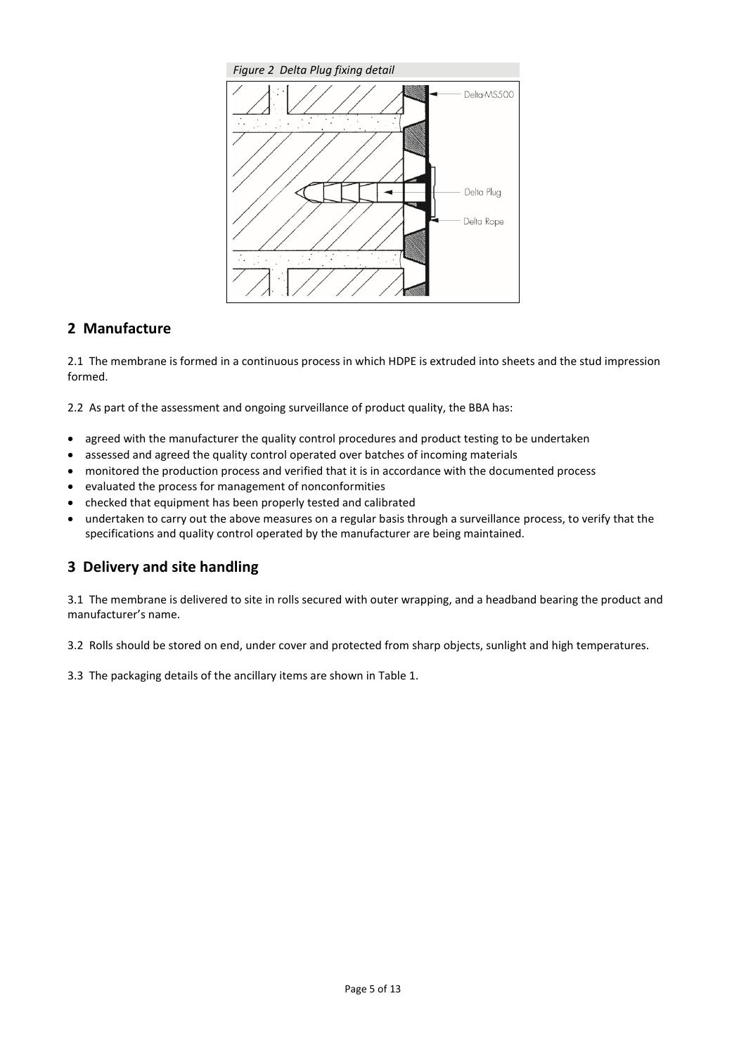*Figure 2 Delta Plug fixing detail*

## 2 Manufacture

2.1 The membrane is formed in a continuous process in which HDPE is extruded into sheets and the stud impression formed.

2.2 As part of the assessment and ongoing surveillance of product quality, the BBA has:

- agreed with the manufacturer the quality control procedures and product testing to be undertaken
- assessed and agreed the quality control operated over batches of incoming materials
- monitored the production process and verified that it is in accordance with the documented process
- evaluated the process for management of nonconformities
- checked that equipment has been properly tested and calibrated
- undertaken to carry out the above measures on a regular basis through a surveillance process, to verify that the specifications and quality control operated by the manufacturer are being maintained.

## 3 Delivery and site handling

3.1 The membrane is delivered to site in rolls secured with outer wrapping, and a headband bearing the product and manufacturer's name.

3.2 Rolls should be stored on end, under cover and protected from sharp objects, sunlight and high temperatures.

3.3 The packaging details of the ancillary items are shown in Table 1.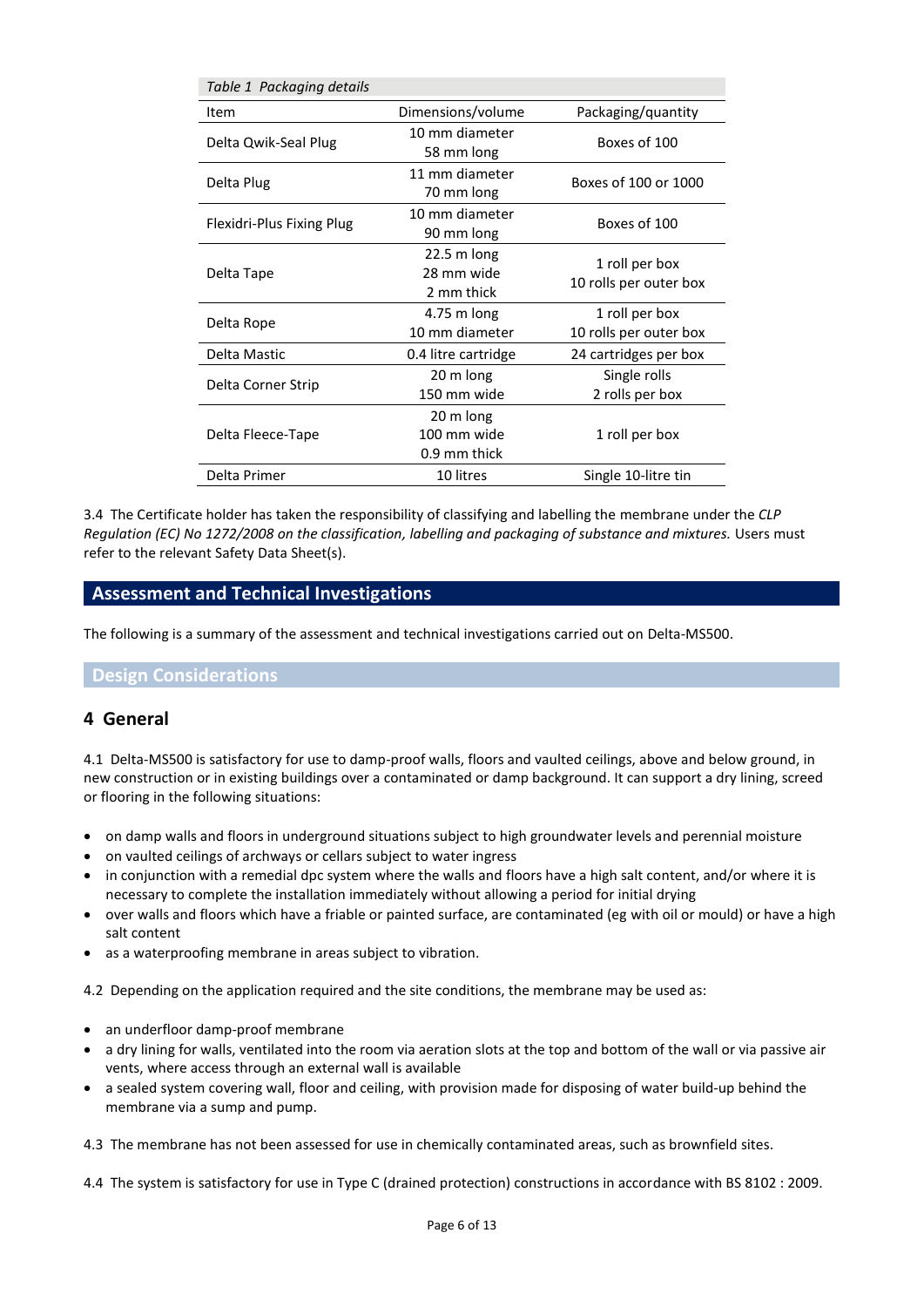*Table 1 Packaging details*

| Item | Dimensions/volume | Packaging/quantity |
|---|---|---|
| Delta Qwik-Seal Plug | 10 mm diameter<br>58 mm long | Boxes of 100 |
| Delta Plug | 11 mm diameter<br>70 mm long | Boxes of 100 or 1000 |
| Flexidri-Plus Fixing Plug | 10 mm diameter<br>90 mm long | Boxes of 100 |
| Delta Tape | 22.5 m long<br>28 mm wide<br>2 mm thick | 1 roll per box<br>10 rolls per outer box |
| Delta Rope | 4.75 m long<br>10 mm diameter | 1 roll per box<br>10 rolls per outer box |
| Delta Mastic | 0.4 litre cartridge | 24 cartridges per box |
| Delta Corner Strip | 20 m long<br>150 mm wide | Single rolls<br>2 rolls per box |
| Delta Fleece-Tape | 20 m long<br>100 mm wide<br>0.9 mm thick | 1 roll per box |
| Delta Primer | 10 litres | Single 10-litre tin |

3.4 The Certificate holder has taken the responsibility of classifying and labelling the membrane under the *CLP Regulation (EC) No 1272/2008 on the classification, labelling and packaging of substance and mixtures.* Users must refer to the relevant Safety Data Sheet(s).

## Assessment and Technical Investigations

The following is a summary of the assessment and technical investigations carried out on Delta-MS500.

## Design Considerations

### 4 General

4.1 Delta-MS500 is satisfactory for use to damp-proof walls, floors and vaulted ceilings, above and below ground, in new construction or in existing buildings over a contaminated or damp background. It can support a dry lining, screed or flooring in the following situations:

- on damp walls and floors in underground situations subject to high groundwater levels and perennial moisture
- on vaulted ceilings of archways or cellars subject to water ingress
- in conjunction with a remedial dpc system where the walls and floors have a high salt content, and/or where it is necessary to complete the installation immediately without allowing a period for initial drying
- over walls and floors which have a friable or painted surface, are contaminated (eg with oil or mould) or have a high salt content
- as a waterproofing membrane in areas subject to vibration.

4.2 Depending on the application required and the site conditions, the membrane may be used as:

- an underfloor damp-proof membrane
- a dry lining for walls, ventilated into the room via aeration slots at the top and bottom of the wall or via passive air vents, where access through an external wall is available
- a sealed system covering wall, floor and ceiling, with provision made for disposing of water build-up behind the membrane via a sump and pump.

4.3 The membrane has not been assessed for use in chemically contaminated areas, such as brownfield sites.

4.4 The system is satisfactory for use in Type C (drained protection) constructions in accordance with BS 8102 : 2009.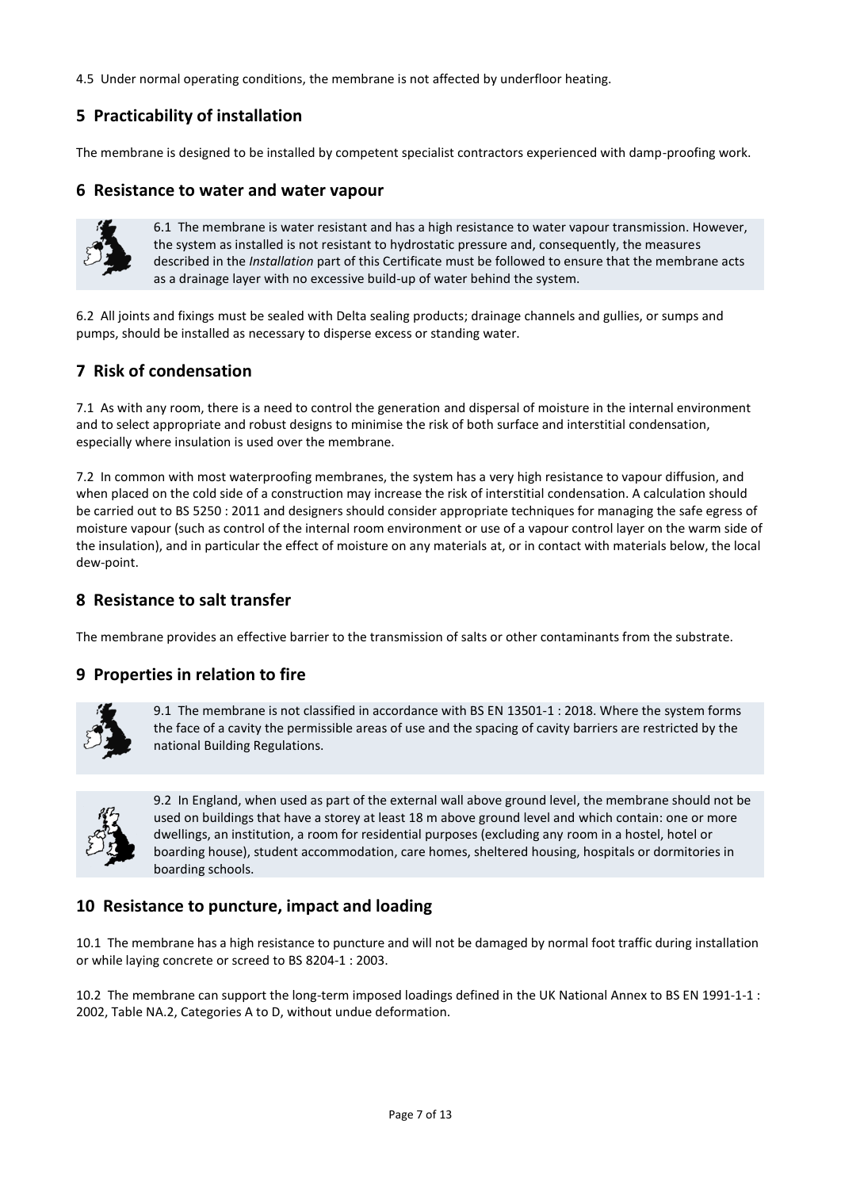4.5 Under normal operating conditions, the membrane is not affected by underfloor heating.

## 5 Practicability of installation

The membrane is designed to be installed by competent specialist contractors experienced with damp-proofing work.

## 6 Resistance to water and water vapour

6.1 The membrane is water resistant and has a high resistance to water vapour transmission. However, the system as installed is not resistant to hydrostatic pressure and, consequently, the measures described in the *Installation* part of this Certificate must be followed to ensure that the membrane acts as a drainage layer with no excessive build-up of water behind the system.

6.2 All joints and fixings must be sealed with Delta sealing products; drainage channels and gullies, or sumps and pumps, should be installed as necessary to disperse excess or standing water.

## 7 Risk of condensation

7.1 As with any room, there is a need to control the generation and dispersal of moisture in the internal environment and to select appropriate and robust designs to minimise the risk of both surface and interstitial condensation, especially where insulation is used over the membrane.

7.2 In common with most waterproofing membranes, the system has a very high resistance to vapour diffusion, and when placed on the cold side of a construction may increase the risk of interstitial condensation. A calculation should be carried out to BS 5250 : 2011 and designers should consider appropriate techniques for managing the safe egress of moisture vapour (such as control of the internal room environment or use of a vapour control layer on the warm side of the insulation), and in particular the effect of moisture on any materials at, or in contact with materials below, the local dew-point.

## 8 Resistance to salt transfer

The membrane provides an effective barrier to the transmission of salts or other contaminants from the substrate.

## 9 Properties in relation to fire

9.1 The membrane is not classified in accordance with BS EN 13501-1 : 2018. Where the system forms the face of a cavity the permissible areas of use and the spacing of cavity barriers are restricted by the national Building Regulations.

9.2 In England, when used as part of the external wall above ground level, the membrane should not be used on buildings that have a storey at least 18 m above ground level and which contain: one or more dwellings, an institution, a room for residential purposes (excluding any room in a hostel, hotel or boarding house), student accommodation, care homes, sheltered housing, hospitals or dormitories in boarding schools.

## 10 Resistance to puncture, impact and loading

10.1 The membrane has a high resistance to puncture and will not be damaged by normal foot traffic during installation or while laying concrete or screed to BS 8204-1 : 2003.

10.2 The membrane can support the long-term imposed loadings defined in the UK National Annex to BS EN 1991-1-1 : 2002, Table NA.2, Categories A to D, without undue deformation.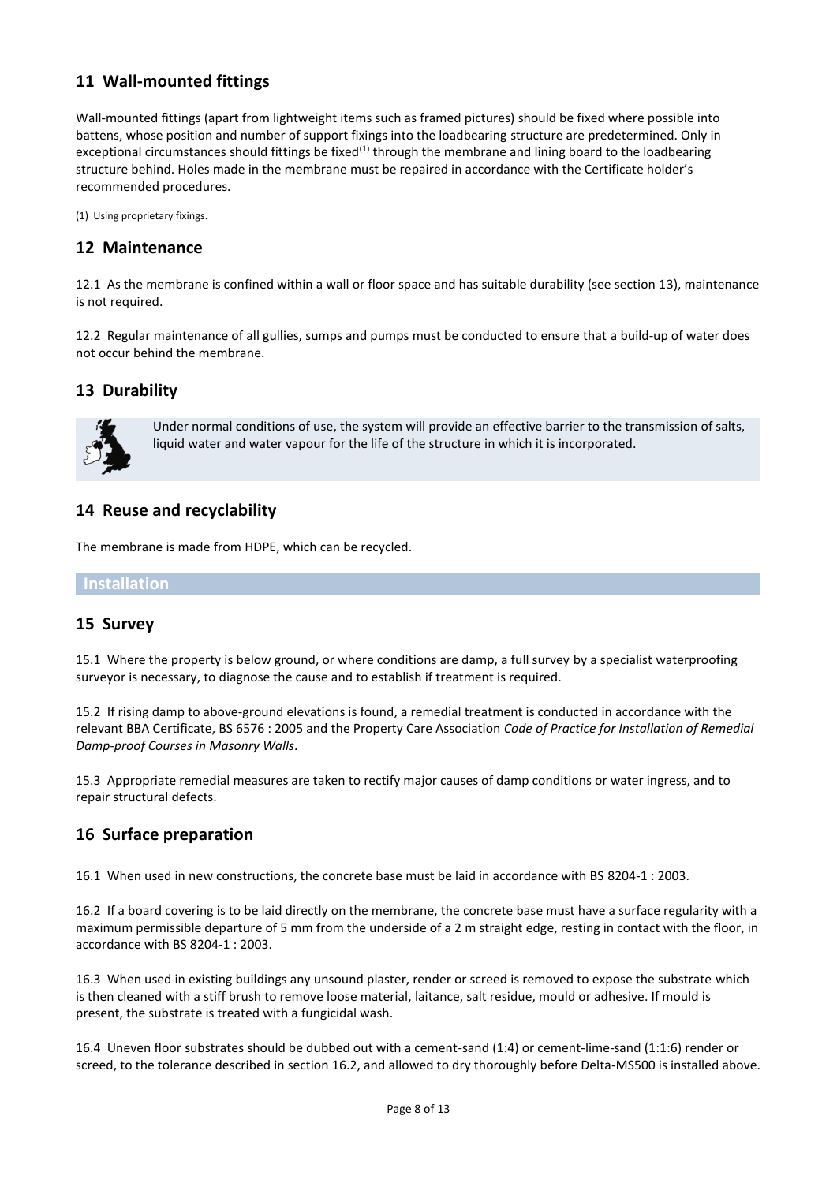## 11 Wall-mounted fittings

Wall-mounted fittings (apart from lightweight items such as framed pictures) should be fixed where possible into battens, whose position and number of support fixings into the loadbearing structure are predetermined. Only in exceptional circumstances should fittings be fixed[1] through the membrane and lining board to the loadbearing structure behind. Holes made in the membrane must be repaired in accordance with the Certificate holder's recommended procedures.

(1) Using proprietary fixings.

## 12 Maintenance

12.1 As the membrane is confined within a wall or floor space and has suitable durability (see section 13), maintenance is not required.

12.2 Regular maintenance of all gullies, sumps and pumps must be conducted to ensure that a build-up of water does not occur behind the membrane.

## 13 Durability

Under normal conditions of use, the system will provide an effective barrier to the transmission of salts, liquid water and water vapour for the life of the structure in which it is incorporated.

## 14 Reuse and recyclability

The membrane is made from HDPE, which can be recycled.

# Installation

## 15 Survey

15.1 Where the property is below ground, or where conditions are damp, a full survey by a specialist waterproofing surveyor is necessary, to diagnose the cause and to establish if treatment is required.

15.2 If rising damp to above-ground elevations is found, a remedial treatment is conducted in accordance with the relevant BBA Certificate, BS 6576 : 2005 and the Property Care Association *Code of Practice for Installation of Remedial Damp-proof Courses in Masonry Walls*.

15.3 Appropriate remedial measures are taken to rectify major causes of damp conditions or water ingress, and to repair structural defects.

## 16 Surface preparation

16.1 When used in new constructions, the concrete base must be laid in accordance with BS 8204-1 : 2003.

16.2 If a board covering is to be laid directly on the membrane, the concrete base must have a surface regularity with a maximum permissible departure of 5 mm from the underside of a 2 m straight edge, resting in contact with the floor, in accordance with BS 8204-1 : 2003.

16.3 When used in existing buildings any unsound plaster, render or screed is removed to expose the substrate which is then cleaned with a stiff brush to remove loose material, laitance, salt residue, mould or adhesive. If mould is present, the substrate is treated with a fungicidal wash.

16.4 Uneven floor substrates should be dubbed out with a cement-sand (1:4) or cement-lime-sand (1:1:6) render or screed, to the tolerance described in section 16.2, and allowed to dry thoroughly before Delta-MS500 is installed above.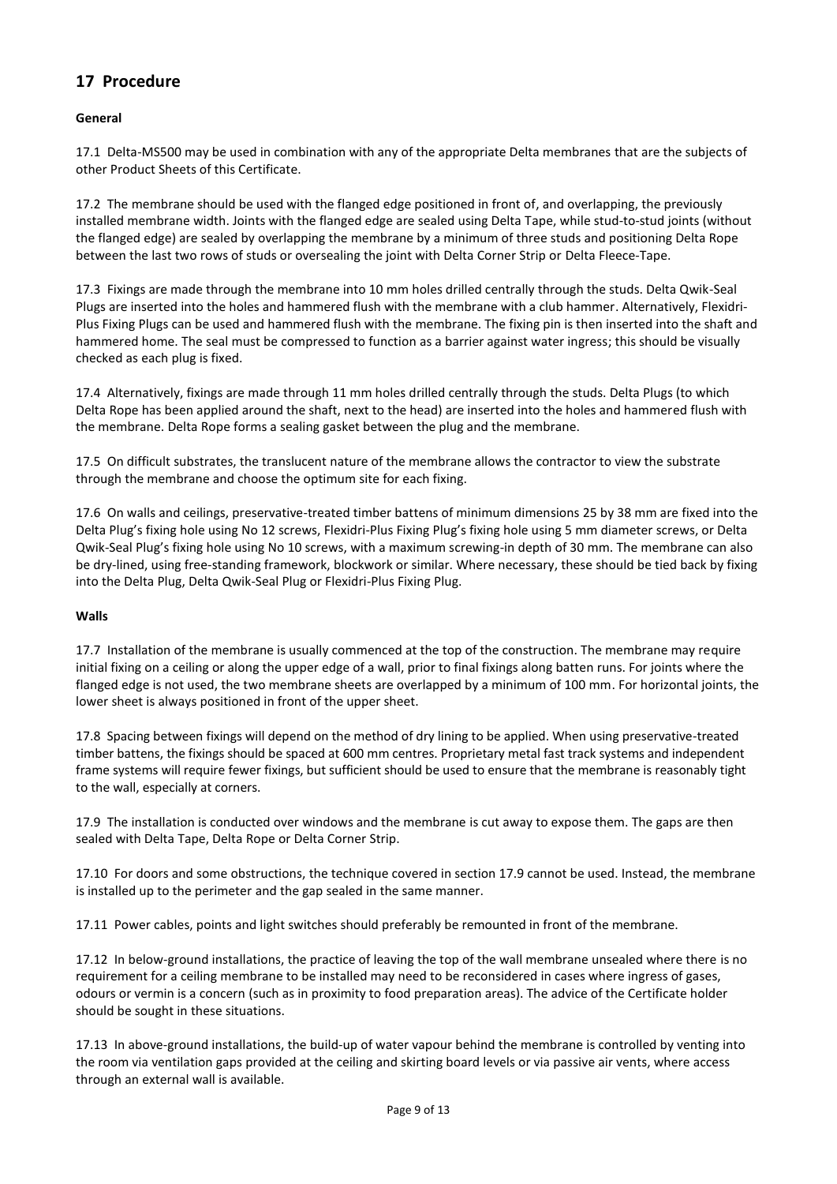## 17 Procedure

**General**

17.1 Delta-MS500 may be used in combination with any of the appropriate Delta membranes that are the subjects of other Product Sheets of this Certificate.

17.2 The membrane should be used with the flanged edge positioned in front of, and overlapping, the previously installed membrane width. Joints with the flanged edge are sealed using Delta Tape, while stud-to-stud joints (without the flanged edge) are sealed by overlapping the membrane by a minimum of three studs and positioning Delta Rope between the last two rows of studs or oversealing the joint with Delta Corner Strip or Delta Fleece-Tape.

17.3 Fixings are made through the membrane into 10 mm holes drilled centrally through the studs. Delta Qwik-Seal Plugs are inserted into the holes and hammered flush with the membrane with a club hammer. Alternatively, Flexidri-Plus Fixing Plugs can be used and hammered flush with the membrane. The fixing pin is then inserted into the shaft and hammered home. The seal must be compressed to function as a barrier against water ingress; this should be visually checked as each plug is fixed.

17.4 Alternatively, fixings are made through 11 mm holes drilled centrally through the studs. Delta Plugs (to which Delta Rope has been applied around the shaft, next to the head) are inserted into the holes and hammered flush with the membrane. Delta Rope forms a sealing gasket between the plug and the membrane.

17.5 On difficult substrates, the translucent nature of the membrane allows the contractor to view the substrate through the membrane and choose the optimum site for each fixing.

17.6 On walls and ceilings, preservative-treated timber battens of minimum dimensions 25 by 38 mm are fixed into the Delta Plug's fixing hole using No 12 screws, Flexidri-Plus Fixing Plug's fixing hole using 5 mm diameter screws, or Delta Qwik-Seal Plug's fixing hole using No 10 screws, with a maximum screwing-in depth of 30 mm. The membrane can also be dry-lined, using free-standing framework, blockwork or similar. Where necessary, these should be tied back by fixing into the Delta Plug, Delta Qwik-Seal Plug or Flexidri-Plus Fixing Plug.

**Walls**

17.7 Installation of the membrane is usually commenced at the top of the construction. The membrane may require initial fixing on a ceiling or along the upper edge of a wall, prior to final fixings along batten runs. For joints where the flanged edge is not used, the two membrane sheets are overlapped by a minimum of 100 mm. For horizontal joints, the lower sheet is always positioned in front of the upper sheet.

17.8 Spacing between fixings will depend on the method of dry lining to be applied. When using preservative-treated timber battens, the fixings should be spaced at 600 mm centres. Proprietary metal fast track systems and independent frame systems will require fewer fixings, but sufficient should be used to ensure that the membrane is reasonably tight to the wall, especially at corners.

17.9 The installation is conducted over windows and the membrane is cut away to expose them. The gaps are then sealed with Delta Tape, Delta Rope or Delta Corner Strip.

17.10 For doors and some obstructions, the technique covered in section 17.9 cannot be used. Instead, the membrane is installed up to the perimeter and the gap sealed in the same manner.

17.11 Power cables, points and light switches should preferably be remounted in front of the membrane.

17.12 In below-ground installations, the practice of leaving the top of the wall membrane unsealed where there is no requirement for a ceiling membrane to be installed may need to be reconsidered in cases where ingress of gases, odours or vermin is a concern (such as in proximity to food preparation areas). The advice of the Certificate holder should be sought in these situations.

17.13 In above-ground installations, the build-up of water vapour behind the membrane is controlled by venting into the room via ventilation gaps provided at the ceiling and skirting board levels or via passive air vents, where access through an external wall is available.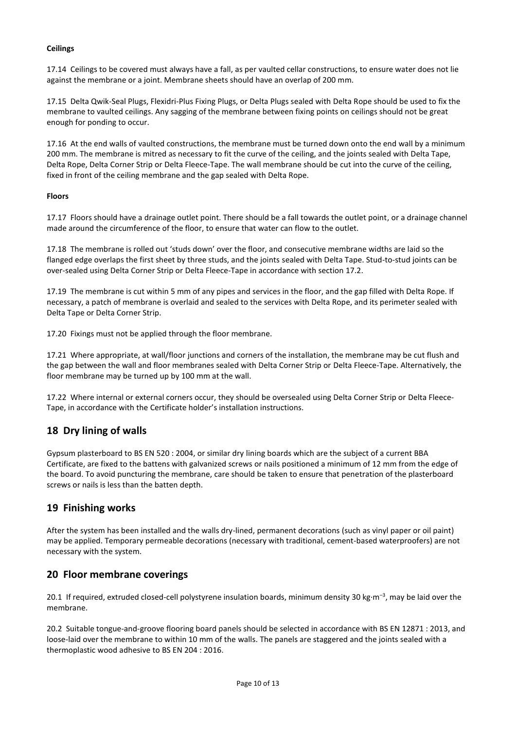**Ceilings**

17.14 Ceilings to be covered must always have a fall, as per vaulted cellar constructions, to ensure water does not lie against the membrane or a joint. Membrane sheets should have an overlap of 200 mm.

17.15 Delta Qwik-Seal Plugs, Flexidri-Plus Fixing Plugs, or Delta Plugs sealed with Delta Rope should be used to fix the membrane to vaulted ceilings. Any sagging of the membrane between fixing points on ceilings should not be great enough for ponding to occur.

17.16 At the end walls of vaulted constructions, the membrane must be turned down onto the end wall by a minimum 200 mm. The membrane is mitred as necessary to fit the curve of the ceiling, and the joints sealed with Delta Tape, Delta Rope, Delta Corner Strip or Delta Fleece-Tape. The wall membrane should be cut into the curve of the ceiling, fixed in front of the ceiling membrane and the gap sealed with Delta Rope.

**Floors**

17.17 Floors should have a drainage outlet point. There should be a fall towards the outlet point, or a drainage channel made around the circumference of the floor, to ensure that water can flow to the outlet.

17.18 The membrane is rolled out 'studs down' over the floor, and consecutive membrane widths are laid so the flanged edge overlaps the first sheet by three studs, and the joints sealed with Delta Tape. Stud-to-stud joints can be over-sealed using Delta Corner Strip or Delta Fleece-Tape in accordance with section 17.2.

17.19 The membrane is cut within 5 mm of any pipes and services in the floor, and the gap filled with Delta Rope. If necessary, a patch of membrane is overlaid and sealed to the services with Delta Rope, and its perimeter sealed with Delta Tape or Delta Corner Strip.

17.20 Fixings must not be applied through the floor membrane.

17.21 Where appropriate, at wall/floor junctions and corners of the installation, the membrane may be cut flush and the gap between the wall and floor membranes sealed with Delta Corner Strip or Delta Fleece-Tape. Alternatively, the floor membrane may be turned up by 100 mm at the wall.

17.22 Where internal or external corners occur, they should be oversealed using Delta Corner Strip or Delta Fleece-Tape, in accordance with the Certificate holder's installation instructions.

## 18 Dry lining of walls

Gypsum plasterboard to BS EN 520 : 2004, or similar dry lining boards which are the subject of a current BBA Certificate, are fixed to the battens with galvanized screws or nails positioned a minimum of 12 mm from the edge of the board. To avoid puncturing the membrane, care should be taken to ensure that penetration of the plasterboard screws or nails is less than the batten depth.

## 19 Finishing works

After the system has been installed and the walls dry-lined, permanent decorations (such as vinyl paper or oil paint) may be applied. Temporary permeable decorations (necessary with traditional, cement-based waterproofers) are not necessary with the system.

## 20 Floor membrane coverings

20.1 If required, extruded closed-cell polystyrene insulation boards, minimum density 30 $kg{\cdot}m^{-3}$, may be laid over the membrane.

20.2 Suitable tongue-and-groove flooring board panels should be selected in accordance with BS EN 12871 : 2013, and loose-laid over the membrane to within 10 mm of the walls. The panels are staggered and the joints sealed with a thermoplastic wood adhesive to BS EN 204 : 2016.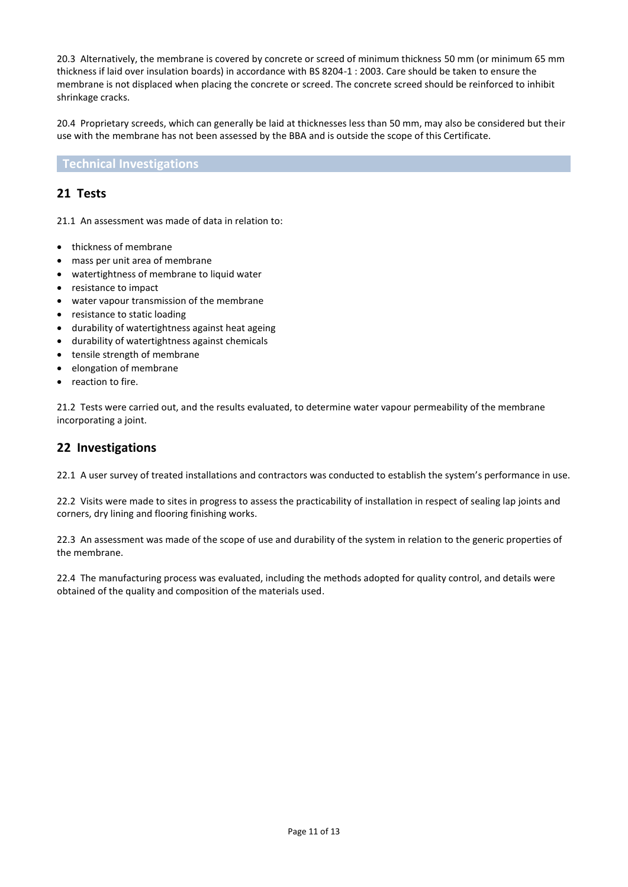20.3 Alternatively, the membrane is covered by concrete or screed of minimum thickness 50 mm (or minimum 65 mm thickness if laid over insulation boards) in accordance with BS 8204-1 : 2003. Care should be taken to ensure the membrane is not displaced when placing the concrete or screed. The concrete screed should be reinforced to inhibit shrinkage cracks.

20.4 Proprietary screeds, which can generally be laid at thicknesses less than 50 mm, may also be considered but their use with the membrane has not been assessed by the BBA and is outside the scope of this Certificate.

# Technical Investigations

## 21 Tests

21.1 An assessment was made of data in relation to:

- thickness of membrane
- mass per unit area of membrane
- watertightness of membrane to liquid water
- resistance to impact
- water vapour transmission of the membrane
- resistance to static loading
- durability of watertightness against heat ageing
- durability of watertightness against chemicals
- tensile strength of membrane
- elongation of membrane
- reaction to fire.

21.2 Tests were carried out, and the results evaluated, to determine water vapour permeability of the membrane incorporating a joint.

## 22 Investigations

22.1 A user survey of treated installations and contractors was conducted to establish the system's performance in use.

22.2 Visits were made to sites in progress to assess the practicability of installation in respect of sealing lap joints and corners, dry lining and flooring finishing works.

22.3 An assessment was made of the scope of use and durability of the system in relation to the generic properties of the membrane.

22.4 The manufacturing process was evaluated, including the methods adopted for quality control, and details were obtained of the quality and composition of the materials used.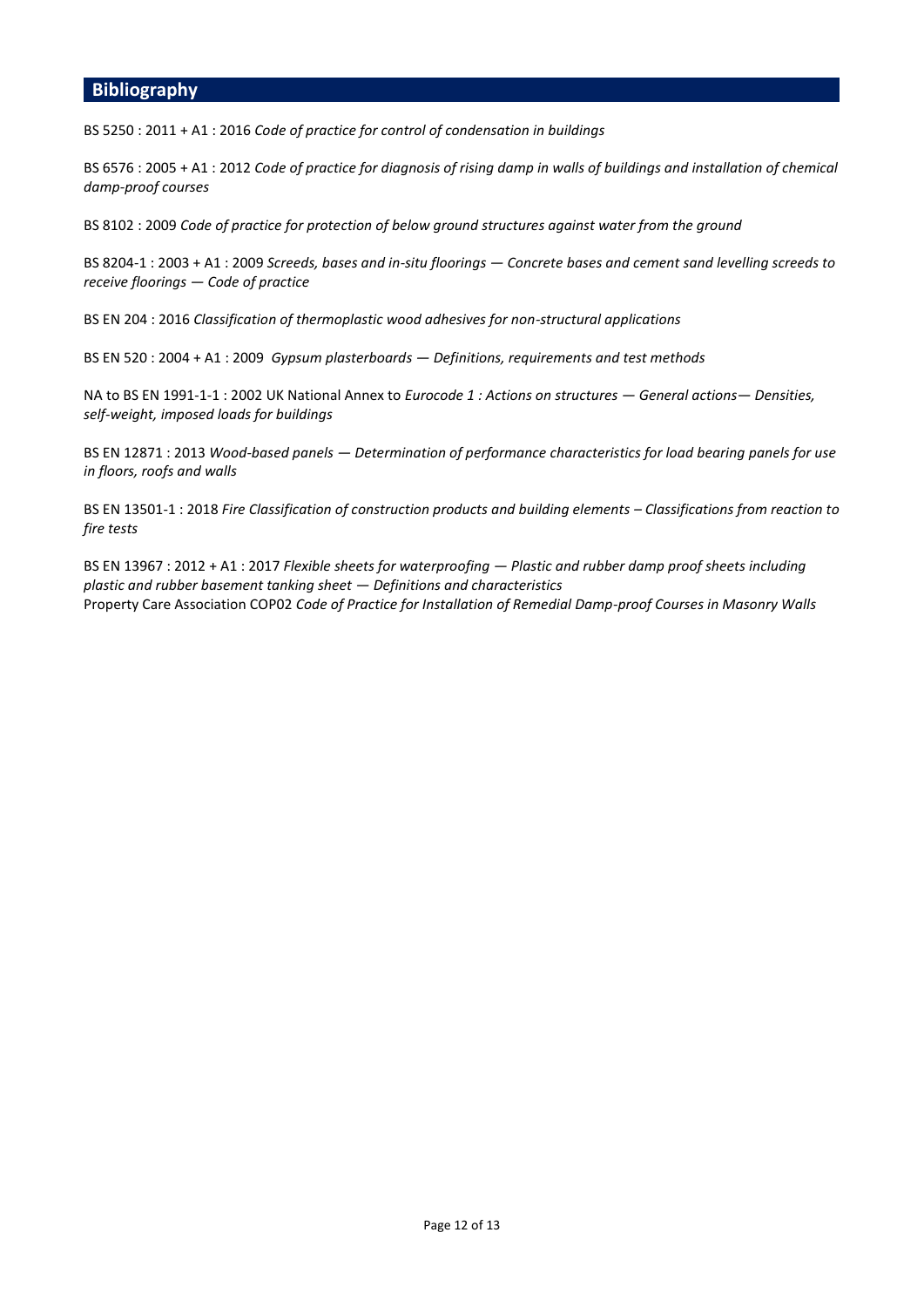## Bibliography

BS 5250 : 2011 + A1 : 2016 *Code of practice for control of condensation in buildings*

BS 6576 : 2005 + A1 : 2012 *Code of practice for diagnosis of rising damp in walls of buildings and installation of chemical damp-proof courses*

BS 8102 : 2009 *Code of practice for protection of below ground structures against water from the ground*

BS 8204-1 : 2003 + A1 : 2009 *Screeds, bases and in-situ floorings — Concrete bases and cement sand levelling screeds to receive floorings — Code of practice*

BS EN 204 : 2016 *Classification of thermoplastic wood adhesives for non-structural applications*

BS EN 520 : 2004 + A1 : 2009 *Gypsum plasterboards — Definitions, requirements and test methods*

NA to BS EN 1991-1-1 : 2002 UK National Annex to *Eurocode 1 : Actions on structures — General actions— Densities, self-weight, imposed loads for buildings*

BS EN 12871 : 2013 *Wood-based panels — Determination of performance characteristics for load bearing panels for use in floors, roofs and walls*

BS EN 13501-1 : 2018 *Fire Classification of construction products and building elements – Classifications from reaction to fire tests*

BS EN 13967 : 2012 + A1 : 2017 *Flexible sheets for waterproofing — Plastic and rubber damp proof sheets including plastic and rubber basement tanking sheet — Definitions and characteristics*
Property Care Association COP02 *Code of Practice for Installation of Remedial Damp-proof Courses in Masonry Walls*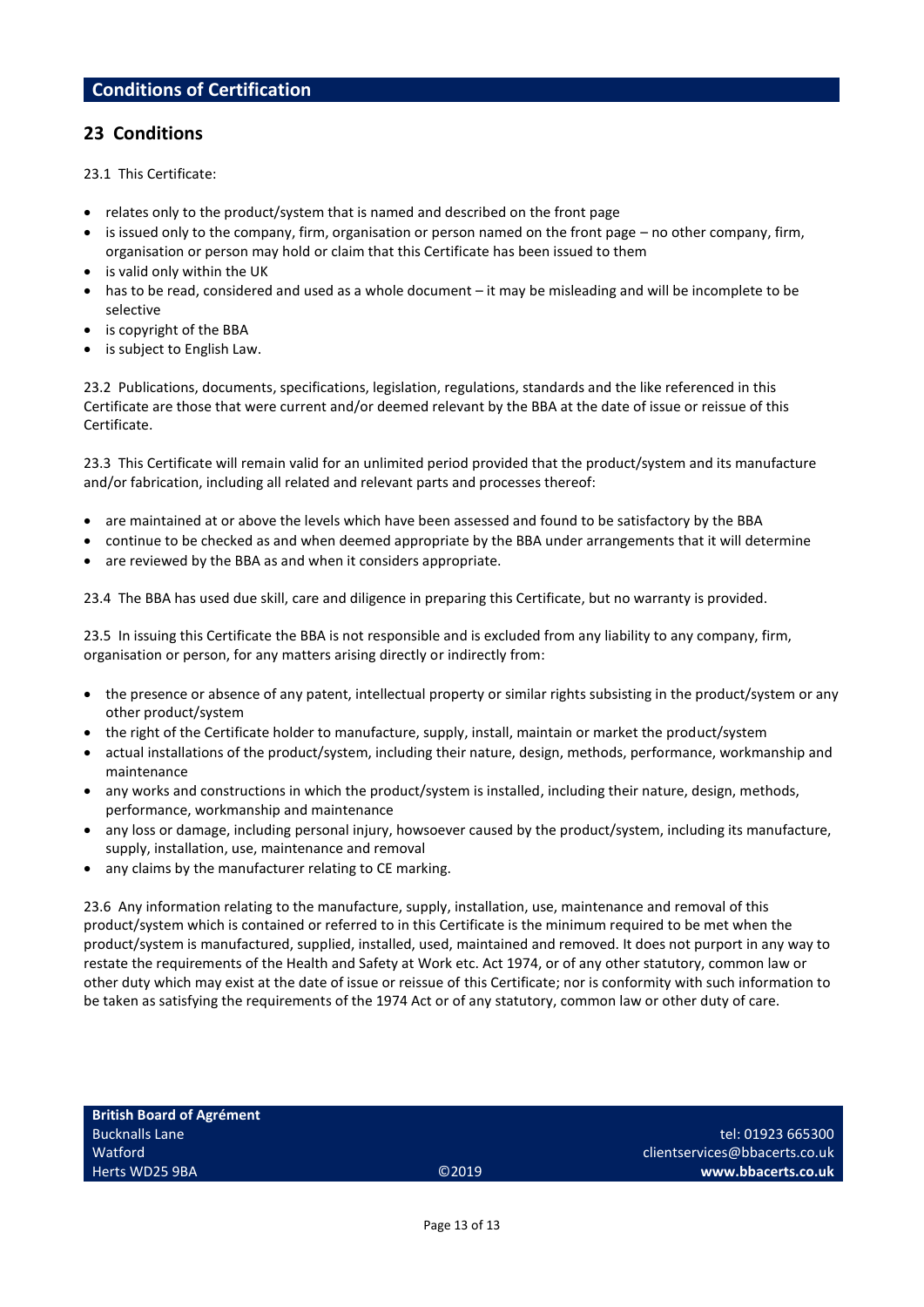## Conditions of Certification

## 23 Conditions

23.1 This Certificate:

- relates only to the product/system that is named and described on the front page
- is issued only to the company, firm, organisation or person named on the front page – no other company, firm, organisation or person may hold or claim that this Certificate has been issued to them
- is valid only within the UK
- has to be read, considered and used as a whole document – it may be misleading and will be incomplete to be selective
- is copyright of the BBA
- is subject to English Law.

23.2 Publications, documents, specifications, legislation, regulations, standards and the like referenced in this Certificate are those that were current and/or deemed relevant by the BBA at the date of issue or reissue of this Certificate.

23.3 This Certificate will remain valid for an unlimited period provided that the product/system and its manufacture and/or fabrication, including all related and relevant parts and processes thereof:

- are maintained at or above the levels which have been assessed and found to be satisfactory by the BBA
- continue to be checked as and when deemed appropriate by the BBA under arrangements that it will determine
- are reviewed by the BBA as and when it considers appropriate.

23.4 The BBA has used due skill, care and diligence in preparing this Certificate, but no warranty is provided.

23.5 In issuing this Certificate the BBA is not responsible and is excluded from any liability to any company, firm, organisation or person, for any matters arising directly or indirectly from:

- the presence or absence of any patent, intellectual property or similar rights subsisting in the product/system or any other product/system
- the right of the Certificate holder to manufacture, supply, install, maintain or market the product/system
- actual installations of the product/system, including their nature, design, methods, performance, workmanship and maintenance
- any works and constructions in which the product/system is installed, including their nature, design, methods, performance, workmanship and maintenance
- any loss or damage, including personal injury, howsoever caused by the product/system, including its manufacture, supply, installation, use, maintenance and removal
- any claims by the manufacturer relating to CE marking.

23.6 Any information relating to the manufacture, supply, installation, use, maintenance and removal of this product/system which is contained or referred to in this Certificate is the minimum required to be met when the product/system is manufactured, supplied, installed, used, maintained and removed. It does not purport in any way to restate the requirements of the Health and Safety at Work etc. Act 1974, or of any other statutory, common law or other duty which may exist at the date of issue or reissue of this Certificate; nor is conformity with such information to be taken as satisfying the requirements of the 1974 Act or of any statutory, common law or other duty of care.

**British Board of Agrément**
Bucknalls Lane
Watford
Herts WD25 9BA

©2019

tel: 01923 665300
clientservices@bbacerts.co.uk
**www.bbacerts.co.uk**